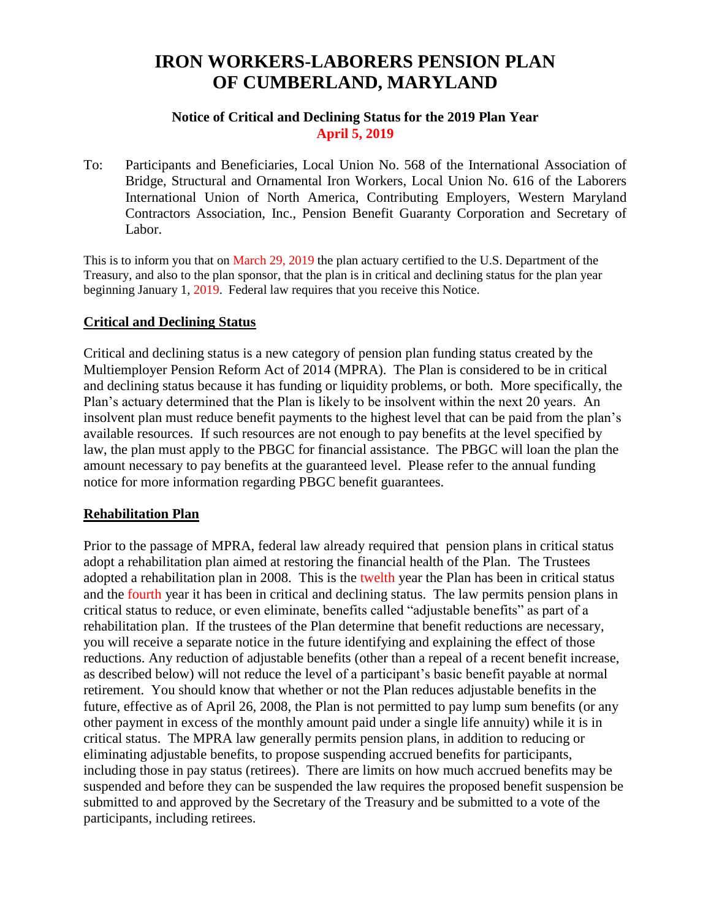# IRON WORKERS-LABORERS PENSION PLAN OF CUMBERLAND, MARYLAND

### Notice of Critical and Declining Status for the 2019 Plan Year
### April 5, 2019

To: Participants and Beneficiaries, Local Union No. 568 of the International Association of Bridge, Structural and Ornamental Iron Workers, Local Union No. 616 of the Laborers International Union of North America, Contributing Employers, Western Maryland Contractors Association, Inc., Pension Benefit Guaranty Corporation and Secretary of Labor.

This is to inform you that on March 29, 2019 the plan actuary certified to the U.S. Department of the Treasury, and also to the plan sponsor, that the plan is in critical and declining status for the plan year beginning January 1, 2019. Federal law requires that you receive this Notice.

## Critical and Declining Status

Critical and declining status is a new category of pension plan funding status created by the Multiemployer Pension Reform Act of 2014 (MPRA). The Plan is considered to be in critical and declining status because it has funding or liquidity problems, or both. More specifically, the Plan's actuary determined that the Plan is likely to be insolvent within the next 20 years. An insolvent plan must reduce benefit payments to the highest level that can be paid from the plan's available resources. If such resources are not enough to pay benefits at the level specified by law, the plan must apply to the PBGC for financial assistance. The PBGC will loan the plan the amount necessary to pay benefits at the guaranteed level. Please refer to the annual funding notice for more information regarding PBGC benefit guarantees.

## Rehabilitation Plan

Prior to the passage of MPRA, federal law already required that pension plans in critical status adopt a rehabilitation plan aimed at restoring the financial health of the Plan. The Trustees adopted a rehabilitation plan in 2008. This is the twelth year the Plan has been in critical status and the fourth year it has been in critical and declining status. The law permits pension plans in critical status to reduce, or even eliminate, benefits called "adjustable benefits" as part of a rehabilitation plan. If the trustees of the Plan determine that benefit reductions are necessary, you will receive a separate notice in the future identifying and explaining the effect of those reductions. Any reduction of adjustable benefits (other than a repeal of a recent benefit increase, as described below) will not reduce the level of a participant's basic benefit payable at normal retirement. You should know that whether or not the Plan reduces adjustable benefits in the future, effective as of April 26, 2008, the Plan is not permitted to pay lump sum benefits (or any other payment in excess of the monthly amount paid under a single life annuity) while it is in critical status. The MPRA law generally permits pension plans, in addition to reducing or eliminating adjustable benefits, to propose suspending accrued benefits for participants, including those in pay status (retirees). There are limits on how much accrued benefits may be suspended and before they can be suspended the law requires the proposed benefit suspension be submitted to and approved by the Secretary of the Treasury and be submitted to a vote of the participants, including retirees.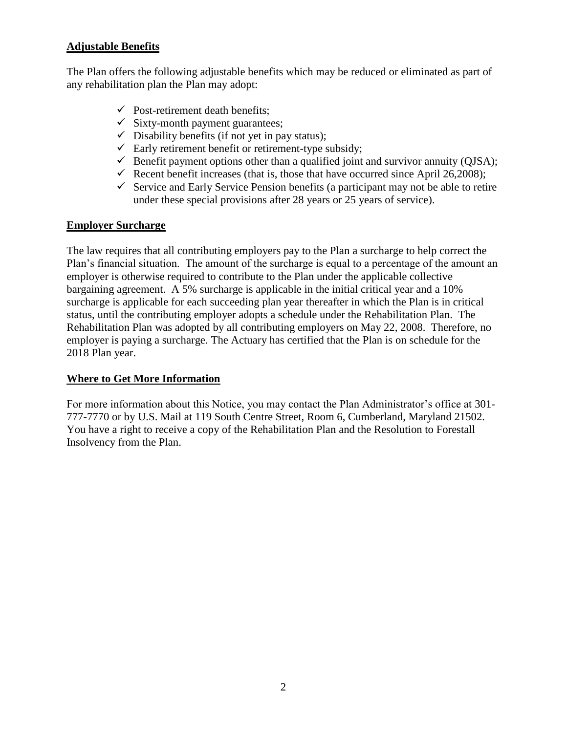**Adjustable Benefits**

The Plan offers the following adjustable benefits which may be reduced or eliminated as part of any rehabilitation plan the Plan may adopt:

- ✓ Post-retirement death benefits;
- ✓ Sixty-month payment guarantees;
- ✓ Disability benefits (if not yet in pay status);
- ✓ Early retirement benefit or retirement-type subsidy;
- ✓ Benefit payment options other than a qualified joint and survivor annuity (QJSA);
- ✓ Recent benefit increases (that is, those that have occurred since April 26,2008);
- ✓ Service and Early Service Pension benefits (a participant may not be able to retire under these special provisions after 28 years or 25 years of service).

**Employer Surcharge**

The law requires that all contributing employers pay to the Plan a surcharge to help correct the Plan's financial situation. The amount of the surcharge is equal to a percentage of the amount an employer is otherwise required to contribute to the Plan under the applicable collective bargaining agreement. A 5% surcharge is applicable in the initial critical year and a 10% surcharge is applicable for each succeeding plan year thereafter in which the Plan is in critical status, until the contributing employer adopts a schedule under the Rehabilitation Plan. The Rehabilitation Plan was adopted by all contributing employers on May 22, 2008. Therefore, no employer is paying a surcharge. The Actuary has certified that the Plan is on schedule for the 2018 Plan year.

**Where to Get More Information**

For more information about this Notice, you may contact the Plan Administrator's office at 301-777-7770 or by U.S. Mail at 119 South Centre Street, Room 6, Cumberland, Maryland 21502. You have a right to receive a copy of the Rehabilitation Plan and the Resolution to Forestall Insolvency from the Plan.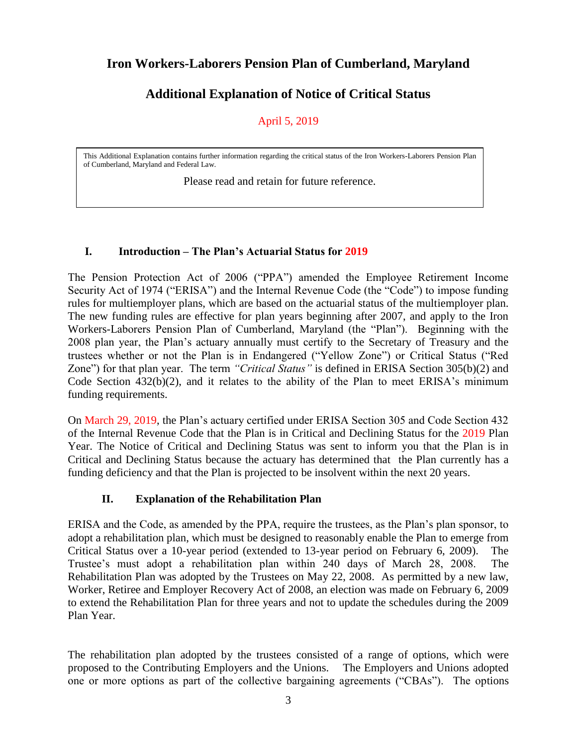# Iron Workers-Laborers Pension Plan of Cumberland, Maryland

## Additional Explanation of Notice of Critical Status

April 5, 2019

> This Additional Explanation contains further information regarding the critical status of the Iron Workers-Laborers Pension Plan of Cumberland, Maryland and Federal Law.
>
> Please read and retain for future reference.

### I. Introduction – The Plan's Actuarial Status for 2019

The Pension Protection Act of 2006 ("PPA") amended the Employee Retirement Income Security Act of 1974 ("ERISA") and the Internal Revenue Code (the "Code") to impose funding rules for multiemployer plans, which are based on the actuarial status of the multiemployer plan. The new funding rules are effective for plan years beginning after 2007, and apply to the Iron Workers-Laborers Pension Plan of Cumberland, Maryland (the "Plan"). Beginning with the 2008 plan year, the Plan's actuary annually must certify to the Secretary of Treasury and the trustees whether or not the Plan is in Endangered ("Yellow Zone") or Critical Status ("Red Zone") for that plan year. The term *"Critical Status"* is defined in ERISA Section 305(b)(2) and Code Section 432(b)(2), and it relates to the ability of the Plan to meet ERISA's minimum funding requirements.

On March 29, 2019, the Plan's actuary certified under ERISA Section 305 and Code Section 432 of the Internal Revenue Code that the Plan is in Critical and Declining Status for the 2019 Plan Year. The Notice of Critical and Declining Status was sent to inform you that the Plan is in Critical and Declining Status because the actuary has determined that the Plan currently has a funding deficiency and that the Plan is projected to be insolvent within the next 20 years.

### II. Explanation of the Rehabilitation Plan

ERISA and the Code, as amended by the PPA, require the trustees, as the Plan's plan sponsor, to adopt a rehabilitation plan, which must be designed to reasonably enable the Plan to emerge from Critical Status over a 10-year period (extended to 13-year period on February 6, 2009). The Trustee's must adopt a rehabilitation plan within 240 days of March 28, 2008. The Rehabilitation Plan was adopted by the Trustees on May 22, 2008. As permitted by a new law, Worker, Retiree and Employer Recovery Act of 2008, an election was made on February 6, 2009 to extend the Rehabilitation Plan for three years and not to update the schedules during the 2009 Plan Year.

The rehabilitation plan adopted by the trustees consisted of a range of options, which were proposed to the Contributing Employers and the Unions. The Employers and Unions adopted one or more options as part of the collective bargaining agreements ("CBAs"). The options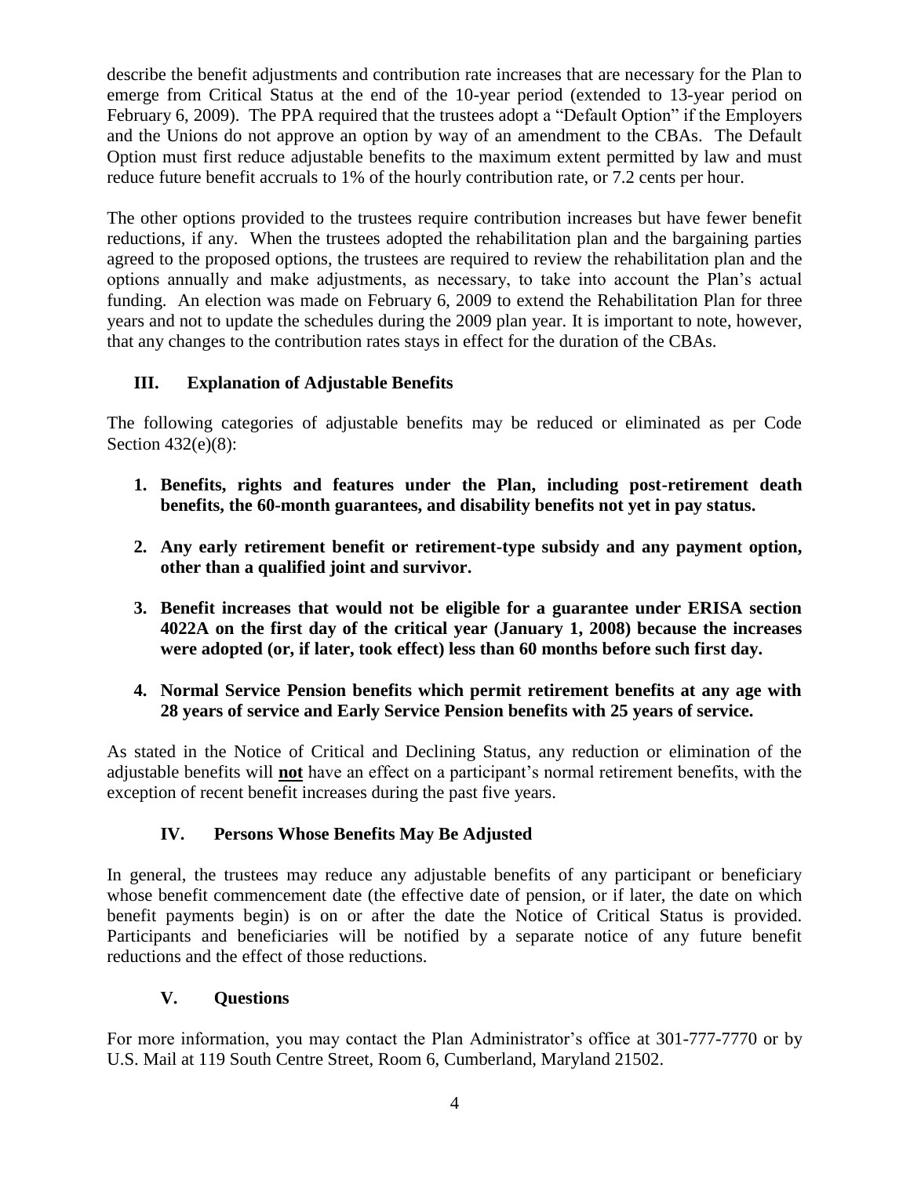describe the benefit adjustments and contribution rate increases that are necessary for the Plan to emerge from Critical Status at the end of the 10-year period (extended to 13-year period on February 6, 2009). The PPA required that the trustees adopt a "Default Option" if the Employers and the Unions do not approve an option by way of an amendment to the CBAs. The Default Option must first reduce adjustable benefits to the maximum extent permitted by law and must reduce future benefit accruals to 1% of the hourly contribution rate, or 7.2 cents per hour.

The other options provided to the trustees require contribution increases but have fewer benefit reductions, if any. When the trustees adopted the rehabilitation plan and the bargaining parties agreed to the proposed options, the trustees are required to review the rehabilitation plan and the options annually and make adjustments, as necessary, to take into account the Plan's actual funding. An election was made on February 6, 2009 to extend the Rehabilitation Plan for three years and not to update the schedules during the 2009 plan year. It is important to note, however, that any changes to the contribution rates stays in effect for the duration of the CBAs.

## III. Explanation of Adjustable Benefits

The following categories of adjustable benefits may be reduced or eliminated as per Code Section 432(e)(8):

1. **Benefits, rights and features under the Plan, including post-retirement death benefits, the 60-month guarantees, and disability benefits not yet in pay status.**
2. **Any early retirement benefit or retirement-type subsidy and any payment option, other than a qualified joint and survivor.**
3. **Benefit increases that would not be eligible for a guarantee under ERISA section 4022A on the first day of the critical year (January 1, 2008) because the increases were adopted (or, if later, took effect) less than 60 months before such first day.**
4. **Normal Service Pension benefits which permit retirement benefits at any age with 28 years of service and Early Service Pension benefits with 25 years of service.**

As stated in the Notice of Critical and Declining Status, any reduction or elimination of the adjustable benefits will **not** have an effect on a participant's normal retirement benefits, with the exception of recent benefit increases during the past five years.

## IV. Persons Whose Benefits May Be Adjusted

In general, the trustees may reduce any adjustable benefits of any participant or beneficiary whose benefit commencement date (the effective date of pension, or if later, the date on which benefit payments begin) is on or after the date the Notice of Critical Status is provided. Participants and beneficiaries will be notified by a separate notice of any future benefit reductions and the effect of those reductions.

## V. Questions

For more information, you may contact the Plan Administrator's office at 301-777-7770 or by U.S. Mail at 119 South Centre Street, Room 6, Cumberland, Maryland 21502.